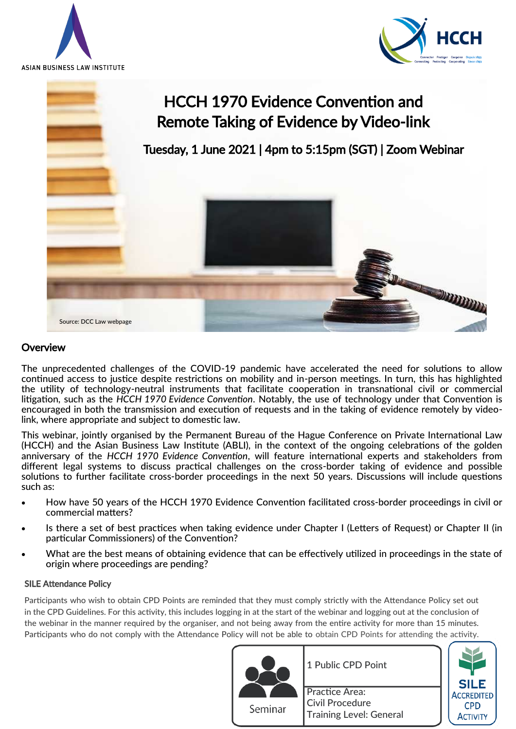ASIAN BUSINESS LAW INSTITUTE

HCCH

# HCCH 1970 Evidence Convention and Remote Taking of Evidence by Video-link

**Tuesday, 1 June 2021 | 4pm to 5:15pm (SGT) | Zoom Webinar**

Source: DCC Law webpage

## Overview

The unprecedented challenges of the COVID-19 pandemic have accelerated the need for solutions to allow continued access to justice despite restrictions on mobility and in-person meetings. In turn, this has highlighted the utility of technology-neutral instruments that facilitate cooperation in transnational civil or commercial litigation, such as the *HCCH 1970 Evidence Convention*. Notably, the use of technology under that Convention is encouraged in both the transmission and execution of requests and in the taking of evidence remotely by video-link, where appropriate and subject to domestic law.

This webinar, jointly organised by the Permanent Bureau of the Hague Conference on Private International Law (HCCH) and the Asian Business Law Institute (ABLI), in the context of the ongoing celebrations of the golden anniversary of the *HCCH 1970 Evidence Convention*, will feature international experts and stakeholders from different legal systems to discuss practical challenges on the cross-border taking of evidence and possible solutions to further facilitate cross-border proceedings in the next 50 years. Discussions will include questions such as:

- How have 50 years of the HCCH 1970 Evidence Convention facilitated cross-border proceedings in civil or commercial matters?
- Is there a set of best practices when taking evidence under Chapter I (Letters of Request) or Chapter II (in particular Commissioners) of the Convention?
- What are the best means of obtaining evidence that can be effectively utilized in proceedings in the state of origin where proceedings are pending?

### SILE Attendance Policy

Participants who wish to obtain CPD Points are reminded that they must comply strictly with the Attendance Policy set out in the CPD Guidelines. For this activity, this includes logging in at the start of the webinar and logging out at the conclusion of the webinar in the manner required by the organiser, and not being away from the entire activity for more than 15 minutes. Participants who do not comply with the Attendance Policy will not be able to obtain CPD Points for attending the activity.

| Seminar | 1 Public CPD Point |
|---|---|
| | Practice Area: Civil Procedure<br>Training Level: General |

SILE ACCREDITED CPD ACTIVITY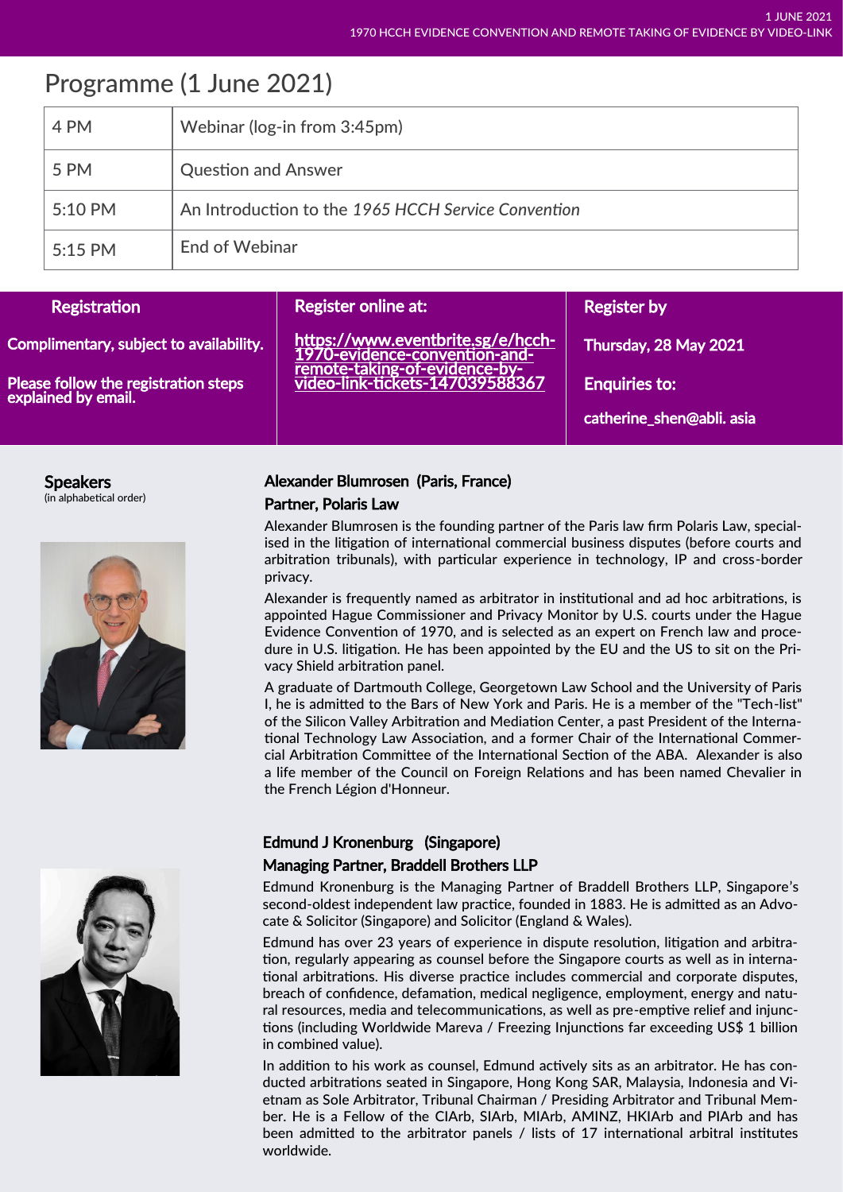# Programme (1 June 2021)

| | |
|---|---|
| 4 PM | Webinar (log-in from 3:45pm) |
| 5 PM | Question and Answer |
| 5:10 PM | An Introduction to the *1965 HCCH Service Convention* |
| 5:15 PM | End of Webinar |

| Registration | Register online at: | Register by |
|---|---|---|
| **Complimentary, subject to availability.** Please follow the registration steps explained by email. | https://www.eventbrite.sg/e/hcch-1970-evidence-convention-and-remote-taking-of-evidence-by-video-link-tickets-147039588367 | **Thursday, 28 May 2021** **Enquiries to:** catherine_shen@abli. asia |

## Speakers

(in alphabetical order)

### Alexander Blumrosen (Paris, France)

**Partner, Polaris Law**

Alexander Blumrosen is the founding partner of the Paris law firm Polaris Law, specialised in the litigation of international commercial business disputes (before courts and arbitration tribunals), with particular experience in technology, IP and cross-border privacy.

Alexander is frequently named as arbitrator in institutional and ad hoc arbitrations, is appointed Hague Commissioner and Privacy Monitor by U.S. courts under the Hague Evidence Convention of 1970, and is selected as an expert on French law and procedure in U.S. litigation. He has been appointed by the EU and the US to sit on the Privacy Shield arbitration panel.

A graduate of Dartmouth College, Georgetown Law School and the University of Paris I, he is admitted to the Bars of New York and Paris. He is a member of the "Tech-list" of the Silicon Valley Arbitration and Mediation Center, a past President of the International Technology Law Association, and a former Chair of the International Commercial Arbitration Committee of the International Section of the ABA. Alexander is also a life member of the Council on Foreign Relations and has been named Chevalier in the French Légion d'Honneur.

### Edmund J Kronenburg (Singapore)

**Managing Partner, Braddell Brothers LLP**

Edmund Kronenburg is the Managing Partner of Braddell Brothers LLP, Singapore's second-oldest independent law practice, founded in 1883. He is admitted as an Advocate & Solicitor (Singapore) and Solicitor (England & Wales).

Edmund has over 23 years of experience in dispute resolution, litigation and arbitration, regularly appearing as counsel before the Singapore courts as well as in international arbitrations. His diverse practice includes commercial and corporate disputes, breach of confidence, defamation, medical negligence, employment, energy and natural resources, media and telecommunications, as well as pre-emptive relief and injunctions (including Worldwide Mareva / Freezing Injunctions far exceeding US$ 1 billion in combined value).

In addition to his work as counsel, Edmund actively sits as an arbitrator. He has conducted arbitrations seated in Singapore, Hong Kong SAR, Malaysia, Indonesia and Vietnam as Sole Arbitrator, Tribunal Chairman / Presiding Arbitrator and Tribunal Member. He is a Fellow of the CIArb, SIArb, MIArb, AMINZ, HKIArb and PIArb and has been admitted to the arbitrator panels / lists of 17 international arbitral institutes worldwide.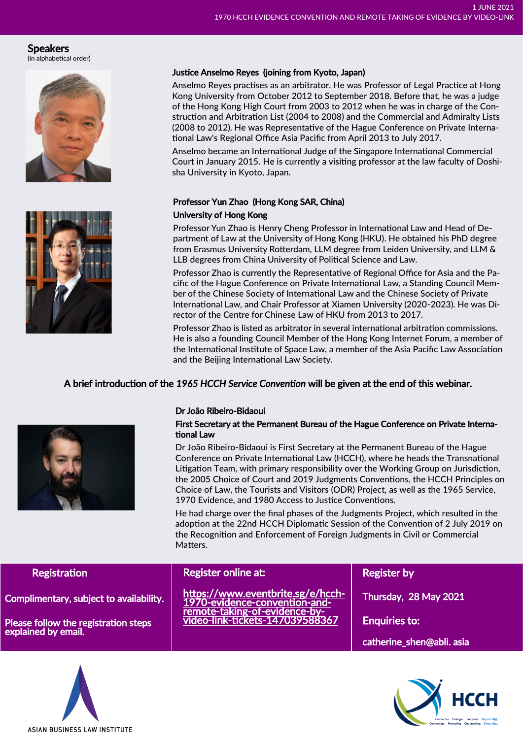## Speakers
(in alphabetical order)

**Justice Anselmo Reyes (joining from Kyoto, Japan)**

Anselmo Reyes practises as an arbitrator. He was Professor of Legal Practice at Hong Kong University from October 2012 to September 2018. Before that, he was a judge of the Hong Kong High Court from 2003 to 2012 when he was in charge of the Construction and Arbitration List (2004 to 2008) and the Commercial and Admiralty Lists (2008 to 2012). He was Representative of the Hague Conference on Private International Law's Regional Office Asia Pacific from April 2013 to July 2017.

Anselmo became an International Judge of the Singapore International Commercial Court in January 2015. He is currently a visiting professor at the law faculty of Doshisha University in Kyoto, Japan.

**Professor Yun Zhao (Hong Kong SAR, China)**

**University of Hong Kong**

Professor Yun Zhao is Henry Cheng Professor in International Law and Head of Department of Law at the University of Hong Kong (HKU). He obtained his PhD degree from Erasmus University Rotterdam, LLM degree from Leiden University, and LLM & LLB degrees from China University of Political Science and Law.

Professor Zhao is currently the Representative of Regional Office for Asia and the Pacific of the Hague Conference on Private International Law, a Standing Council Member of the Chinese Society of International Law and the Chinese Society of Private International Law, and Chair Professor at Xiamen University (2020-2023). He was Director of the Centre for Chinese Law of HKU from 2013 to 2017.

Professor Zhao is listed as arbitrator in several international arbitration commissions. He is also a founding Council Member of the Hong Kong Internet Forum, a member of the International Institute of Space Law, a member of the Asia Pacific Law Association and the Beijing International Law Society.

**A brief introduction of the *1965 HCCH Service Convention* will be given at the end of this webinar.**

**Dr João Ribeiro-Bidaoui**

**First Secretary at the Permanent Bureau of the Hague Conference on Private International Law**

Dr João Ribeiro-Bidaoui is First Secretary at the Permanent Bureau of the Hague Conference on Private International Law (HCCH), where he heads the Transnational Litigation Team, with primary responsibility over the Working Group on Jurisdiction, the 2005 Choice of Court and 2019 Judgments Conventions, the HCCH Principles on Choice of Law, the Tourists and Visitors (ODR) Project, as well as the 1965 Service, 1970 Evidence, and 1980 Access to Justice Conventions.

He had charge over the final phases of the Judgments Project, which resulted in the adoption at the 22nd HCCH Diplomatic Session of the Convention of 2 July 2019 on the Recognition and Enforcement of Foreign Judgments in Civil or Commercial Matters.

| Registration | Register online at: | Register by |
| --- | --- | --- |
| Complimentary, subject to availability. | https://www.eventbrite.sg/e/hcch-1970-evidence-convention-and-remote-taking-of-evidence-by-video-link-tickets-147039588367 | Thursday, 28 May 2021 |
| Please follow the registration steps explained by email. | | Enquiries to: |
| | | catherine_shen@abli. asia |

ASIAN BUSINESS LAW INSTITUTE

HCCH